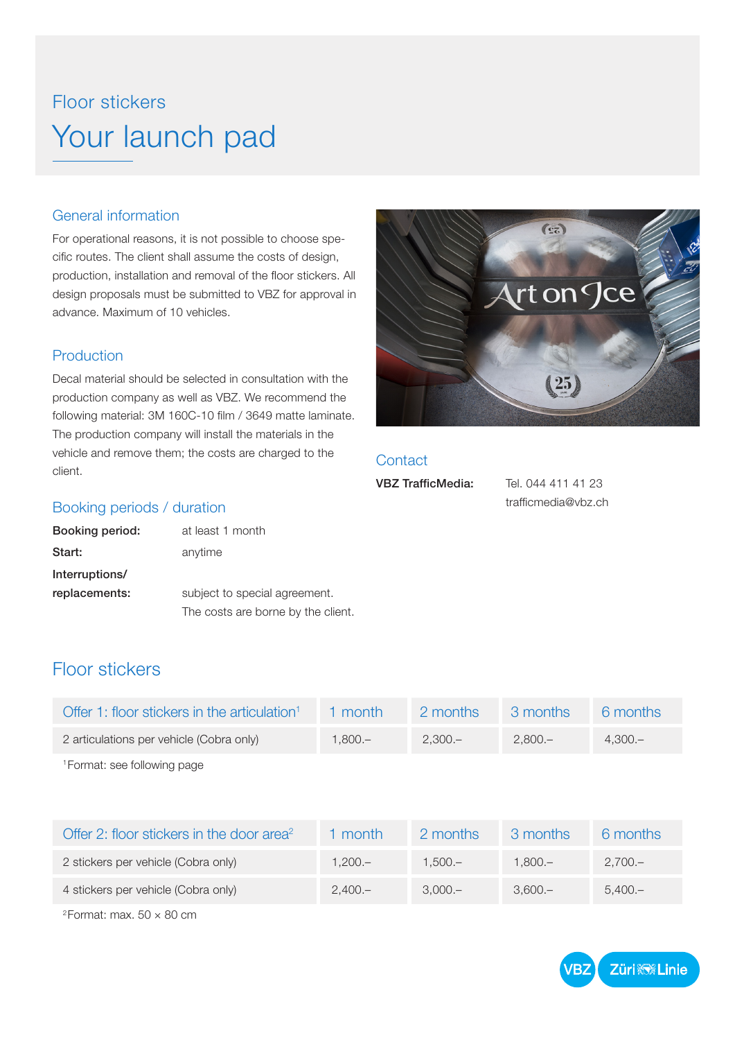Floor stickers

# Your launch pad

## General information

For operational reasons, it is not possible to choose specific routes. The client shall assume the costs of design, production, installation and removal of the floor stickers. All design proposals must be submitted to VBZ for approval in advance. Maximum of 10 vehicles.

## Production

Decal material should be selected in consultation with the production company as well as VBZ. We recommend the following material: 3M 160C-10 film / 3649 matte laminate. The production company will install the materials in the vehicle and remove them; the costs are charged to the client.

## Booking periods / duration

| | |
|---|---|
| **Booking period:** | at least 1 month |
| **Start:** | anytime |
| **Interruptions/ replacements:** | subject to special agreement. The costs are borne by the client. |

## Contact

**VBZ TrafficMedia:** Tel. 044 411 41 23
trafficmedia@vbz.ch

## Floor stickers

| Offer 1: floor stickers in the articulation[1] | 1 month | 2 months | 3 months | 6 months |
|---|---|---|---|---|
| 2 articulations per vehicle (Cobra only) | 1,800.– | 2,300.– | 2,800.– | 4,300.– |

[1] Format: see following page

| Offer 2: floor stickers in the door area[2] | 1 month | 2 months | 3 months | 6 months |
|---|---|---|---|---|
| 2 stickers per vehicle (Cobra only) | 1,200.– | 1,500.– | 1,800.– | 2,700.– |
| 4 stickers per vehicle (Cobra only) | 2,400.– | 3,000.– | 3,600.– | 5,400.– |

[2] Format: max. 50 × 80 cm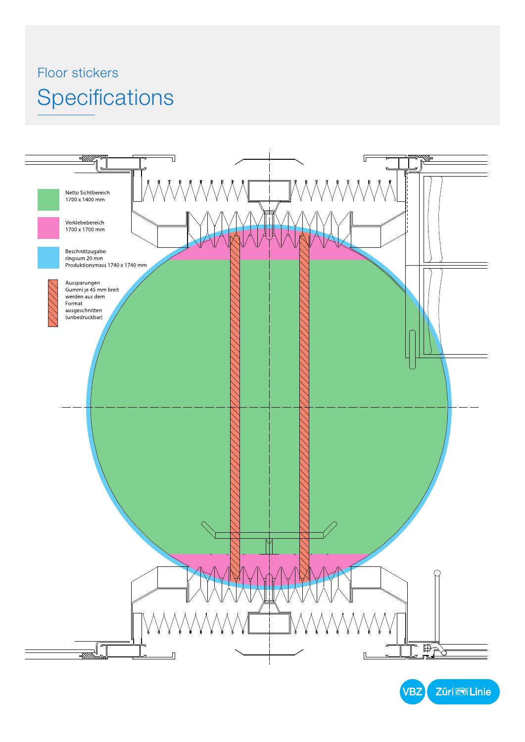Floor stickers

# Specifications

Netto Sichtbereich
1700 x 1400 mm

Verklebebereich
1700 x 1700 mm

Beschnittzugabe:
ringsum 20 mm
Produktionsmass 1740 x 1740 mm

Aussparungen
Gummi je 45 mm breit
werden aus dem
Format
ausgeschnitten
(unbedruckbar)